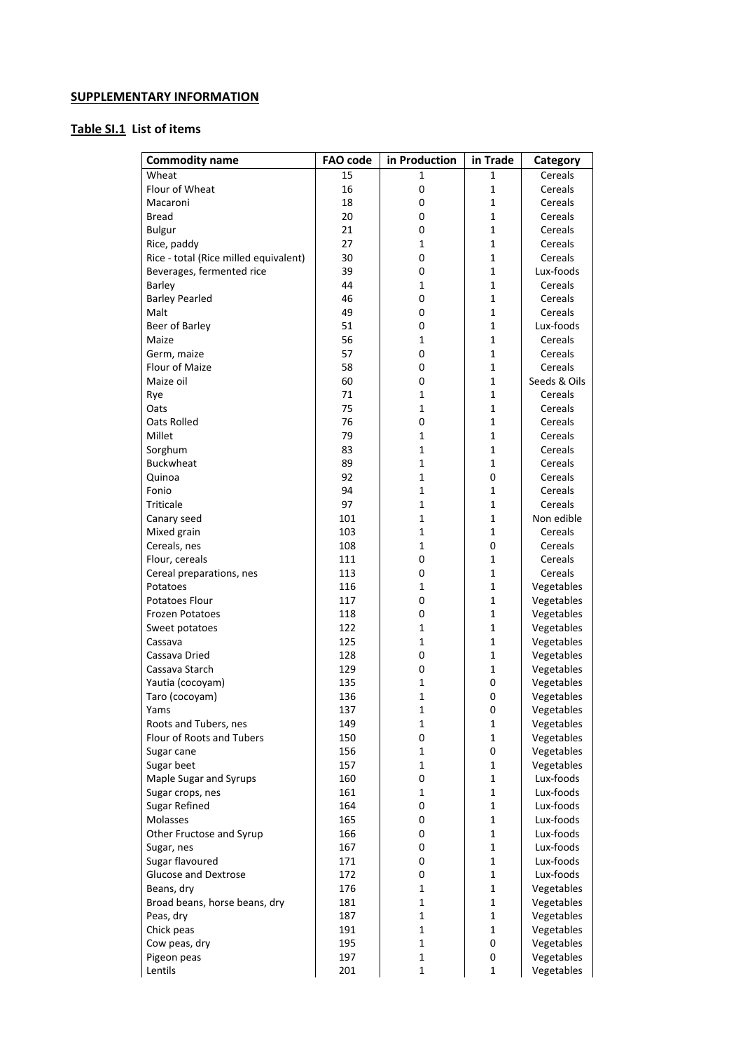**SUPPLEMENTARY INFORMATION**

**Table SI.1 List of items**

| Commodity name | FAO code | in Production | in Trade | Category |
|---|---|---|---|---|
| Wheat | 15 | 1 | 1 | Cereals |
| Flour of Wheat | 16 | 0 | 1 | Cereals |
| Macaroni | 18 | 0 | 1 | Cereals |
| Bread | 20 | 0 | 1 | Cereals |
| Bulgur | 21 | 0 | 1 | Cereals |
| Rice, paddy | 27 | 1 | 1 | Cereals |
| Rice - total (Rice milled equivalent) | 30 | 0 | 1 | Cereals |
| Beverages, fermented rice | 39 | 0 | 1 | Lux-foods |
| Barley | 44 | 1 | 1 | Cereals |
| Barley Pearled | 46 | 0 | 1 | Cereals |
| Malt | 49 | 0 | 1 | Cereals |
| Beer of Barley | 51 | 0 | 1 | Lux-foods |
| Maize | 56 | 1 | 1 | Cereals |
| Germ, maize | 57 | 0 | 1 | Cereals |
| Flour of Maize | 58 | 0 | 1 | Cereals |
| Maize oil | 60 | 0 | 1 | Seeds & Oils |
| Rye | 71 | 1 | 1 | Cereals |
| Oats | 75 | 1 | 1 | Cereals |
| Oats Rolled | 76 | 0 | 1 | Cereals |
| Millet | 79 | 1 | 1 | Cereals |
| Sorghum | 83 | 1 | 1 | Cereals |
| Buckwheat | 89 | 1 | 1 | Cereals |
| Quinoa | 92 | 1 | 0 | Cereals |
| Fonio | 94 | 1 | 1 | Cereals |
| Triticale | 97 | 1 | 1 | Cereals |
| Canary seed | 101 | 1 | 1 | Non edible |
| Mixed grain | 103 | 1 | 1 | Cereals |
| Cereals, nes | 108 | 1 | 0 | Cereals |
| Flour, cereals | 111 | 0 | 1 | Cereals |
| Cereal preparations, nes | 113 | 0 | 1 | Cereals |
| Potatoes | 116 | 1 | 1 | Vegetables |
| Potatoes Flour | 117 | 0 | 1 | Vegetables |
| Frozen Potatoes | 118 | 0 | 1 | Vegetables |
| Sweet potatoes | 122 | 1 | 1 | Vegetables |
| Cassava | 125 | 1 | 1 | Vegetables |
| Cassava Dried | 128 | 0 | 1 | Vegetables |
| Cassava Starch | 129 | 0 | 1 | Vegetables |
| Yautia (cocoyam) | 135 | 1 | 0 | Vegetables |
| Taro (cocoyam) | 136 | 1 | 0 | Vegetables |
| Yams | 137 | 1 | 0 | Vegetables |
| Roots and Tubers, nes | 149 | 1 | 1 | Vegetables |
| Flour of Roots and Tubers | 150 | 0 | 1 | Vegetables |
| Sugar cane | 156 | 1 | 0 | Vegetables |
| Sugar beet | 157 | 1 | 1 | Vegetables |
| Maple Sugar and Syrups | 160 | 0 | 1 | Lux-foods |
| Sugar crops, nes | 161 | 1 | 1 | Lux-foods |
| Sugar Refined | 164 | 0 | 1 | Lux-foods |
| Molasses | 165 | 0 | 1 | Lux-foods |
| Other Fructose and Syrup | 166 | 0 | 1 | Lux-foods |
| Sugar, nes | 167 | 0 | 1 | Lux-foods |
| Sugar flavoured | 171 | 0 | 1 | Lux-foods |
| Glucose and Dextrose | 172 | 0 | 1 | Lux-foods |
| Beans, dry | 176 | 1 | 1 | Vegetables |
| Broad beans, horse beans, dry | 181 | 1 | 1 | Vegetables |
| Peas, dry | 187 | 1 | 1 | Vegetables |
| Chick peas | 191 | 1 | 1 | Vegetables |
| Cow peas, dry | 195 | 1 | 0 | Vegetables |
| Pigeon peas | 197 | 1 | 0 | Vegetables |
| Lentils | 201 | 1 | 1 | Vegetables |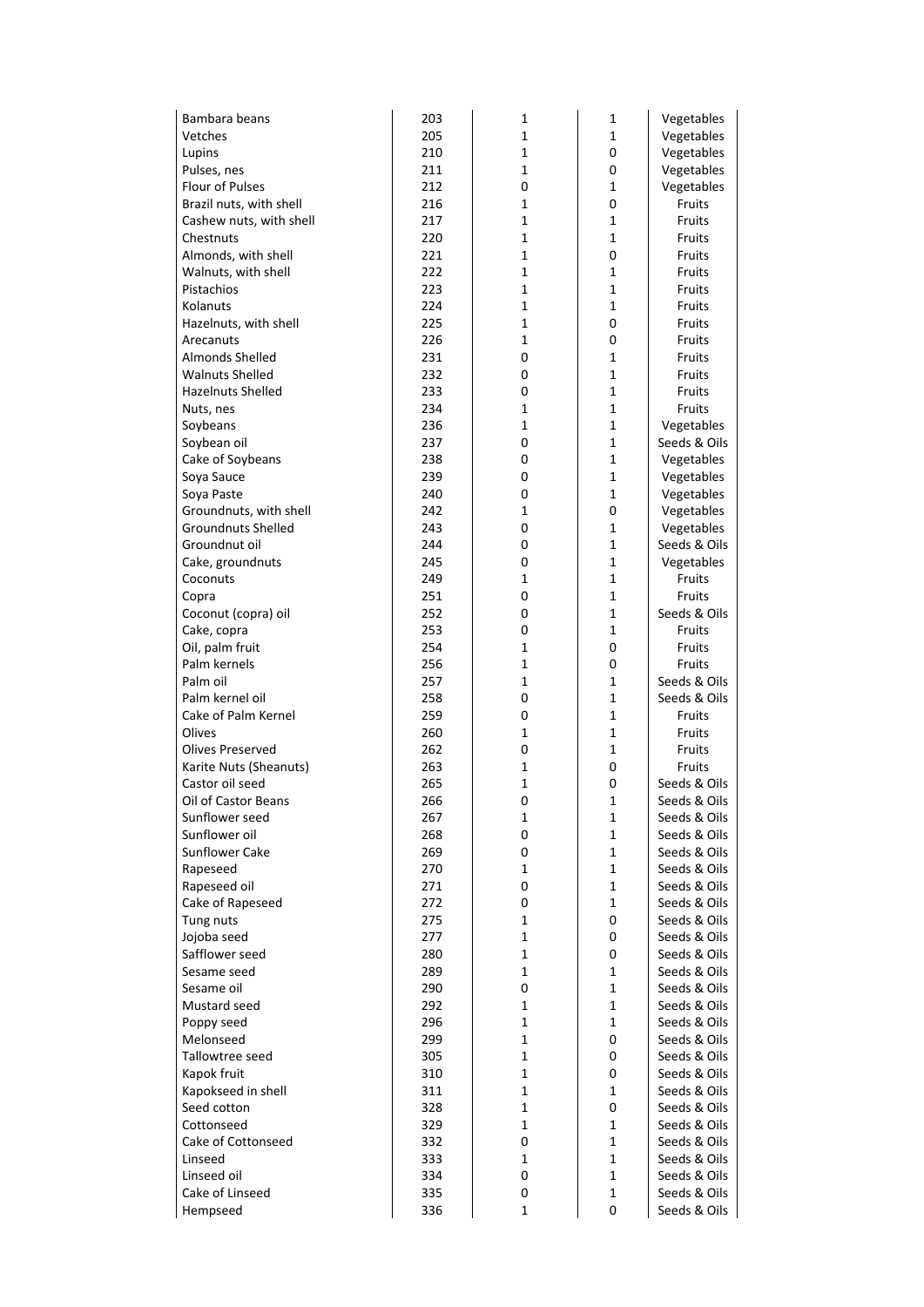| | | | | |
|---|---|---|---|---|
| Bambara beans | 203 | 1 | 1 | Vegetables |
| Vetches | 205 | 1 | 1 | Vegetables |
| Lupins | 210 | 1 | 0 | Vegetables |
| Pulses, nes | 211 | 1 | 0 | Vegetables |
| Flour of Pulses | 212 | 0 | 1 | Vegetables |
| Brazil nuts, with shell | 216 | 1 | 0 | Fruits |
| Cashew nuts, with shell | 217 | 1 | 1 | Fruits |
| Chestnuts | 220 | 1 | 1 | Fruits |
| Almonds, with shell | 221 | 1 | 0 | Fruits |
| Walnuts, with shell | 222 | 1 | 1 | Fruits |
| Pistachios | 223 | 1 | 1 | Fruits |
| Kolanuts | 224 | 1 | 1 | Fruits |
| Hazelnuts, with shell | 225 | 1 | 0 | Fruits |
| Arecanuts | 226 | 1 | 0 | Fruits |
| Almonds Shelled | 231 | 0 | 1 | Fruits |
| Walnuts Shelled | 232 | 0 | 1 | Fruits |
| Hazelnuts Shelled | 233 | 0 | 1 | Fruits |
| Nuts, nes | 234 | 1 | 1 | Fruits |
| Soybeans | 236 | 1 | 1 | Vegetables |
| Soybean oil | 237 | 0 | 1 | Seeds & Oils |
| Cake of Soybeans | 238 | 0 | 1 | Vegetables |
| Soya Sauce | 239 | 0 | 1 | Vegetables |
| Soya Paste | 240 | 0 | 1 | Vegetables |
| Groundnuts, with shell | 242 | 1 | 0 | Vegetables |
| Groundnuts Shelled | 243 | 0 | 1 | Vegetables |
| Groundnut oil | 244 | 0 | 1 | Seeds & Oils |
| Cake, groundnuts | 245 | 0 | 1 | Vegetables |
| Coconuts | 249 | 1 | 1 | Fruits |
| Copra | 251 | 0 | 1 | Fruits |
| Coconut (copra) oil | 252 | 0 | 1 | Seeds & Oils |
| Cake, copra | 253 | 0 | 1 | Fruits |
| Oil, palm fruit | 254 | 1 | 0 | Fruits |
| Palm kernels | 256 | 1 | 0 | Fruits |
| Palm oil | 257 | 1 | 1 | Seeds & Oils |
| Palm kernel oil | 258 | 0 | 1 | Seeds & Oils |
| Cake of Palm Kernel | 259 | 0 | 1 | Fruits |
| Olives | 260 | 1 | 1 | Fruits |
| Olives Preserved | 262 | 0 | 1 | Fruits |
| Karite Nuts (Sheanuts) | 263 | 1 | 0 | Fruits |
| Castor oil seed | 265 | 1 | 0 | Seeds & Oils |
| Oil of Castor Beans | 266 | 0 | 1 | Seeds & Oils |
| Sunflower seed | 267 | 1 | 1 | Seeds & Oils |
| Sunflower oil | 268 | 0 | 1 | Seeds & Oils |
| Sunflower Cake | 269 | 0 | 1 | Seeds & Oils |
| Rapeseed | 270 | 1 | 1 | Seeds & Oils |
| Rapeseed oil | 271 | 0 | 1 | Seeds & Oils |
| Cake of Rapeseed | 272 | 0 | 1 | Seeds & Oils |
| Tung nuts | 275 | 1 | 0 | Seeds & Oils |
| Jojoba seed | 277 | 1 | 0 | Seeds & Oils |
| Safflower seed | 280 | 1 | 0 | Seeds & Oils |
| Sesame seed | 289 | 1 | 1 | Seeds & Oils |
| Sesame oil | 290 | 0 | 1 | Seeds & Oils |
| Mustard seed | 292 | 1 | 1 | Seeds & Oils |
| Poppy seed | 296 | 1 | 1 | Seeds & Oils |
| Melonseed | 299 | 1 | 0 | Seeds & Oils |
| Tallowtree seed | 305 | 1 | 0 | Seeds & Oils |
| Kapok fruit | 310 | 1 | 0 | Seeds & Oils |
| Kapokseed in shell | 311 | 1 | 1 | Seeds & Oils |
| Seed cotton | 328 | 1 | 0 | Seeds & Oils |
| Cottonseed | 329 | 1 | 1 | Seeds & Oils |
| Cake of Cottonseed | 332 | 0 | 1 | Seeds & Oils |
| Linseed | 333 | 1 | 1 | Seeds & Oils |
| Linseed oil | 334 | 0 | 1 | Seeds & Oils |
| Cake of Linseed | 335 | 0 | 1 | Seeds & Oils |
| Hempseed | 336 | 1 | 0 | Seeds & Oils |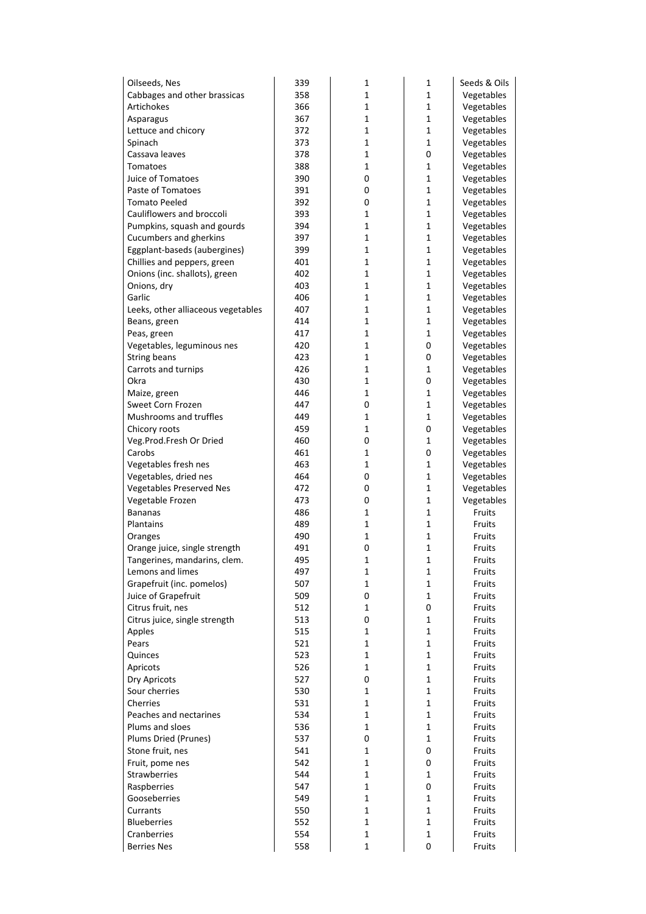| | | | | |
|---|---|---|---|---|
| Oilseeds, Nes | 339 | 1 | 1 | Seeds & Oils |
| Cabbages and other brassicas | 358 | 1 | 1 | Vegetables |
| Artichokes | 366 | 1 | 1 | Vegetables |
| Asparagus | 367 | 1 | 1 | Vegetables |
| Lettuce and chicory | 372 | 1 | 1 | Vegetables |
| Spinach | 373 | 1 | 1 | Vegetables |
| Cassava leaves | 378 | 1 | 0 | Vegetables |
| Tomatoes | 388 | 1 | 1 | Vegetables |
| Juice of Tomatoes | 390 | 0 | 1 | Vegetables |
| Paste of Tomatoes | 391 | 0 | 1 | Vegetables |
| Tomato Peeled | 392 | 0 | 1 | Vegetables |
| Cauliflowers and broccoli | 393 | 1 | 1 | Vegetables |
| Pumpkins, squash and gourds | 394 | 1 | 1 | Vegetables |
| Cucumbers and gherkins | 397 | 1 | 1 | Vegetables |
| Eggplant-baseds (aubergines) | 399 | 1 | 1 | Vegetables |
| Chillies and peppers, green | 401 | 1 | 1 | Vegetables |
| Onions (inc. shallots), green | 402 | 1 | 1 | Vegetables |
| Onions, dry | 403 | 1 | 1 | Vegetables |
| Garlic | 406 | 1 | 1 | Vegetables |
| Leeks, other alliaceous vegetables | 407 | 1 | 1 | Vegetables |
| Beans, green | 414 | 1 | 1 | Vegetables |
| Peas, green | 417 | 1 | 1 | Vegetables |
| Vegetables, leguminous nes | 420 | 1 | 0 | Vegetables |
| String beans | 423 | 1 | 0 | Vegetables |
| Carrots and turnips | 426 | 1 | 1 | Vegetables |
| Okra | 430 | 1 | 0 | Vegetables |
| Maize, green | 446 | 1 | 1 | Vegetables |
| Sweet Corn Frozen | 447 | 0 | 1 | Vegetables |
| Mushrooms and truffles | 449 | 1 | 1 | Vegetables |
| Chicory roots | 459 | 1 | 0 | Vegetables |
| Veg.Prod.Fresh Or Dried | 460 | 0 | 1 | Vegetables |
| Carobs | 461 | 1 | 0 | Vegetables |
| Vegetables fresh nes | 463 | 1 | 1 | Vegetables |
| Vegetables, dried nes | 464 | 0 | 1 | Vegetables |
| Vegetables Preserved Nes | 472 | 0 | 1 | Vegetables |
| Vegetable Frozen | 473 | 0 | 1 | Vegetables |
| Bananas | 486 | 1 | 1 | Fruits |
| Plantains | 489 | 1 | 1 | Fruits |
| Oranges | 490 | 1 | 1 | Fruits |
| Orange juice, single strength | 491 | 0 | 1 | Fruits |
| Tangerines, mandarins, clem. | 495 | 1 | 1 | Fruits |
| Lemons and limes | 497 | 1 | 1 | Fruits |
| Grapefruit (inc. pomelos) | 507 | 1 | 1 | Fruits |
| Juice of Grapefruit | 509 | 0 | 1 | Fruits |
| Citrus fruit, nes | 512 | 1 | 0 | Fruits |
| Citrus juice, single strength | 513 | 0 | 1 | Fruits |
| Apples | 515 | 1 | 1 | Fruits |
| Pears | 521 | 1 | 1 | Fruits |
| Quinces | 523 | 1 | 1 | Fruits |
| Apricots | 526 | 1 | 1 | Fruits |
| Dry Apricots | 527 | 0 | 1 | Fruits |
| Sour cherries | 530 | 1 | 1 | Fruits |
| Cherries | 531 | 1 | 1 | Fruits |
| Peaches and nectarines | 534 | 1 | 1 | Fruits |
| Plums and sloes | 536 | 1 | 1 | Fruits |
| Plums Dried (Prunes) | 537 | 0 | 1 | Fruits |
| Stone fruit, nes | 541 | 1 | 0 | Fruits |
| Fruit, pome nes | 542 | 1 | 0 | Fruits |
| Strawberries | 544 | 1 | 1 | Fruits |
| Raspberries | 547 | 1 | 0 | Fruits |
| Gooseberries | 549 | 1 | 1 | Fruits |
| Currants | 550 | 1 | 1 | Fruits |
| Blueberries | 552 | 1 | 1 | Fruits |
| Cranberries | 554 | 1 | 1 | Fruits |
| Berries Nes | 558 | 1 | 0 | Fruits |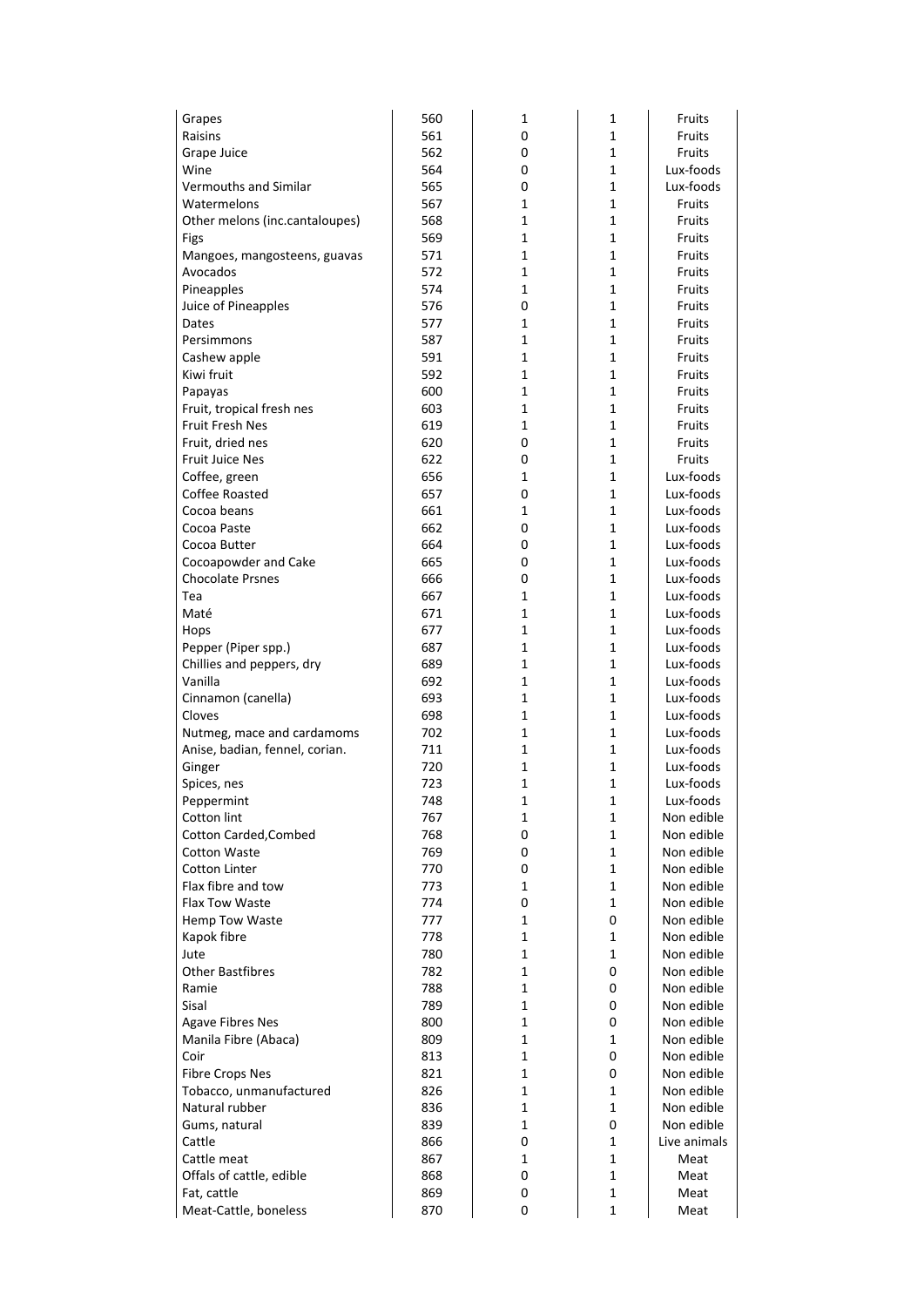| | | | | |
|---|---|---|---|---|
| Grapes | 560 | 1 | 1 | Fruits |
| Raisins | 561 | 0 | 1 | Fruits |
| Grape Juice | 562 | 0 | 1 | Fruits |
| Wine | 564 | 0 | 1 | Lux-foods |
| Vermouths and Similar | 565 | 0 | 1 | Lux-foods |
| Watermelons | 567 | 1 | 1 | Fruits |
| Other melons (inc.cantaloupes) | 568 | 1 | 1 | Fruits |
| Figs | 569 | 1 | 1 | Fruits |
| Mangoes, mangosteens, guavas | 571 | 1 | 1 | Fruits |
| Avocados | 572 | 1 | 1 | Fruits |
| Pineapples | 574 | 1 | 1 | Fruits |
| Juice of Pineapples | 576 | 0 | 1 | Fruits |
| Dates | 577 | 1 | 1 | Fruits |
| Persimmons | 587 | 1 | 1 | Fruits |
| Cashew apple | 591 | 1 | 1 | Fruits |
| Kiwi fruit | 592 | 1 | 1 | Fruits |
| Papayas | 600 | 1 | 1 | Fruits |
| Fruit, tropical fresh nes | 603 | 1 | 1 | Fruits |
| Fruit Fresh Nes | 619 | 1 | 1 | Fruits |
| Fruit, dried nes | 620 | 0 | 1 | Fruits |
| Fruit Juice Nes | 622 | 0 | 1 | Fruits |
| Coffee, green | 656 | 1 | 1 | Lux-foods |
| Coffee Roasted | 657 | 0 | 1 | Lux-foods |
| Cocoa beans | 661 | 1 | 1 | Lux-foods |
| Cocoa Paste | 662 | 0 | 1 | Lux-foods |
| Cocoa Butter | 664 | 0 | 1 | Lux-foods |
| Cocoapowder and Cake | 665 | 0 | 1 | Lux-foods |
| Chocolate Prsnes | 666 | 0 | 1 | Lux-foods |
| Tea | 667 | 1 | 1 | Lux-foods |
| Maté | 671 | 1 | 1 | Lux-foods |
| Hops | 677 | 1 | 1 | Lux-foods |
| Pepper (Piper spp.) | 687 | 1 | 1 | Lux-foods |
| Chillies and peppers, dry | 689 | 1 | 1 | Lux-foods |
| Vanilla | 692 | 1 | 1 | Lux-foods |
| Cinnamon (canella) | 693 | 1 | 1 | Lux-foods |
| Cloves | 698 | 1 | 1 | Lux-foods |
| Nutmeg, mace and cardamoms | 702 | 1 | 1 | Lux-foods |
| Anise, badian, fennel, corian. | 711 | 1 | 1 | Lux-foods |
| Ginger | 720 | 1 | 1 | Lux-foods |
| Spices, nes | 723 | 1 | 1 | Lux-foods |
| Peppermint | 748 | 1 | 1 | Lux-foods |
| Cotton lint | 767 | 1 | 1 | Non edible |
| Cotton Carded,Combed | 768 | 0 | 1 | Non edible |
| Cotton Waste | 769 | 0 | 1 | Non edible |
| Cotton Linter | 770 | 0 | 1 | Non edible |
| Flax fibre and tow | 773 | 1 | 1 | Non edible |
| Flax Tow Waste | 774 | 0 | 1 | Non edible |
| Hemp Tow Waste | 777 | 1 | 0 | Non edible |
| Kapok fibre | 778 | 1 | 1 | Non edible |
| Jute | 780 | 1 | 1 | Non edible |
| Other Bastfibres | 782 | 1 | 0 | Non edible |
| Ramie | 788 | 1 | 0 | Non edible |
| Sisal | 789 | 1 | 0 | Non edible |
| Agave Fibres Nes | 800 | 1 | 0 | Non edible |
| Manila Fibre (Abaca) | 809 | 1 | 1 | Non edible |
| Coir | 813 | 1 | 0 | Non edible |
| Fibre Crops Nes | 821 | 1 | 0 | Non edible |
| Tobacco, unmanufactured | 826 | 1 | 1 | Non edible |
| Natural rubber | 836 | 1 | 1 | Non edible |
| Gums, natural | 839 | 1 | 0 | Non edible |
| Cattle | 866 | 0 | 1 | Live animals |
| Cattle meat | 867 | 1 | 1 | Meat |
| Offals of cattle, edible | 868 | 0 | 1 | Meat |
| Fat, cattle | 869 | 0 | 1 | Meat |
| Meat-Cattle, boneless | 870 | 0 | 1 | Meat |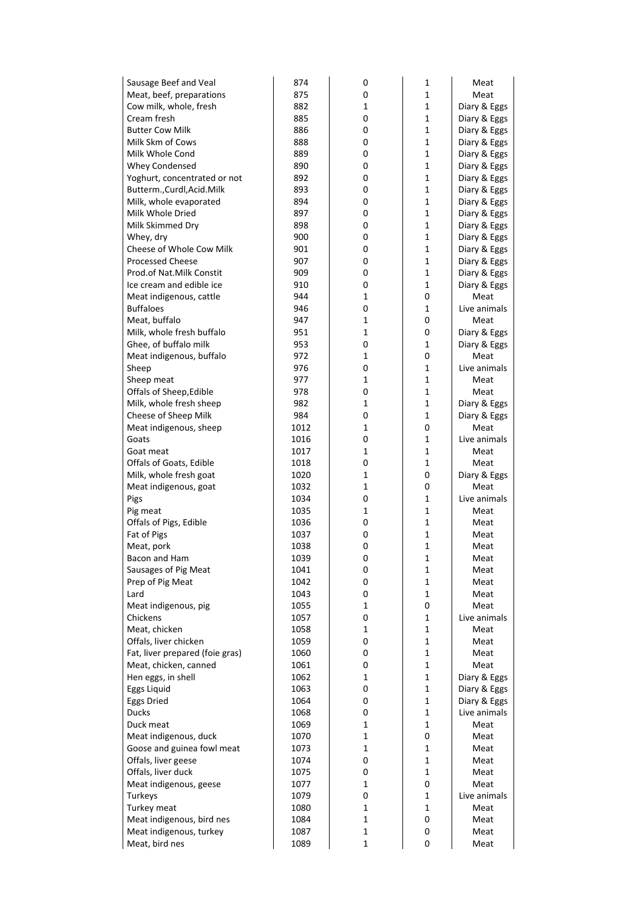| | | | | |
|---|---|---|---|---|
| Sausage Beef and Veal | 874 | 0 | 1 | Meat |
| Meat, beef, preparations | 875 | 0 | 1 | Meat |
| Cow milk, whole, fresh | 882 | 1 | 1 | Diary & Eggs |
| Cream fresh | 885 | 0 | 1 | Diary & Eggs |
| Butter Cow Milk | 886 | 0 | 1 | Diary & Eggs |
| Milk Skm of Cows | 888 | 0 | 1 | Diary & Eggs |
| Milk Whole Cond | 889 | 0 | 1 | Diary & Eggs |
| Whey Condensed | 890 | 0 | 1 | Diary & Eggs |
| Yoghurt, concentrated or not | 892 | 0 | 1 | Diary & Eggs |
| Butterm.,Curdl,Acid.Milk | 893 | 0 | 1 | Diary & Eggs |
| Milk, whole evaporated | 894 | 0 | 1 | Diary & Eggs |
| Milk Whole Dried | 897 | 0 | 1 | Diary & Eggs |
| Milk Skimmed Dry | 898 | 0 | 1 | Diary & Eggs |
| Whey, dry | 900 | 0 | 1 | Diary & Eggs |
| Cheese of Whole Cow Milk | 901 | 0 | 1 | Diary & Eggs |
| Processed Cheese | 907 | 0 | 1 | Diary & Eggs |
| Prod.of Nat.Milk Constit | 909 | 0 | 1 | Diary & Eggs |
| Ice cream and edible ice | 910 | 0 | 1 | Diary & Eggs |
| Meat indigenous, cattle | 944 | 1 | 0 | Meat |
| Buffaloes | 946 | 0 | 1 | Live animals |
| Meat, buffalo | 947 | 1 | 0 | Meat |
| Milk, whole fresh buffalo | 951 | 1 | 0 | Diary & Eggs |
| Ghee, of buffalo milk | 953 | 0 | 1 | Diary & Eggs |
| Meat indigenous, buffalo | 972 | 1 | 0 | Meat |
| Sheep | 976 | 0 | 1 | Live animals |
| Sheep meat | 977 | 1 | 1 | Meat |
| Offals of Sheep,Edible | 978 | 0 | 1 | Meat |
| Milk, whole fresh sheep | 982 | 1 | 1 | Diary & Eggs |
| Cheese of Sheep Milk | 984 | 0 | 1 | Diary & Eggs |
| Meat indigenous, sheep | 1012 | 1 | 0 | Meat |
| Goats | 1016 | 0 | 1 | Live animals |
| Goat meat | 1017 | 1 | 1 | Meat |
| Offals of Goats, Edible | 1018 | 0 | 1 | Meat |
| Milk, whole fresh goat | 1020 | 1 | 0 | Diary & Eggs |
| Meat indigenous, goat | 1032 | 1 | 0 | Meat |
| Pigs | 1034 | 0 | 1 | Live animals |
| Pig meat | 1035 | 1 | 1 | Meat |
| Offals of Pigs, Edible | 1036 | 0 | 1 | Meat |
| Fat of Pigs | 1037 | 0 | 1 | Meat |
| Meat, pork | 1038 | 0 | 1 | Meat |
| Bacon and Ham | 1039 | 0 | 1 | Meat |
| Sausages of Pig Meat | 1041 | 0 | 1 | Meat |
| Prep of Pig Meat | 1042 | 0 | 1 | Meat |
| Lard | 1043 | 0 | 1 | Meat |
| Meat indigenous, pig | 1055 | 1 | 0 | Meat |
| Chickens | 1057 | 0 | 1 | Live animals |
| Meat, chicken | 1058 | 1 | 1 | Meat |
| Offals, liver chicken | 1059 | 0 | 1 | Meat |
| Fat, liver prepared (foie gras) | 1060 | 0 | 1 | Meat |
| Meat, chicken, canned | 1061 | 0 | 1 | Meat |
| Hen eggs, in shell | 1062 | 1 | 1 | Diary & Eggs |
| Eggs Liquid | 1063 | 0 | 1 | Diary & Eggs |
| Eggs Dried | 1064 | 0 | 1 | Diary & Eggs |
| Ducks | 1068 | 0 | 1 | Live animals |
| Duck meat | 1069 | 1 | 1 | Meat |
| Meat indigenous, duck | 1070 | 1 | 0 | Meat |
| Goose and guinea fowl meat | 1073 | 1 | 1 | Meat |
| Offals, liver geese | 1074 | 0 | 1 | Meat |
| Offals, liver duck | 1075 | 0 | 1 | Meat |
| Meat indigenous, geese | 1077 | 1 | 0 | Meat |
| Turkeys | 1079 | 0 | 1 | Live animals |
| Turkey meat | 1080 | 1 | 1 | Meat |
| Meat indigenous, bird nes | 1084 | 1 | 0 | Meat |
| Meat indigenous, turkey | 1087 | 1 | 0 | Meat |
| Meat, bird nes | 1089 | 1 | 0 | Meat |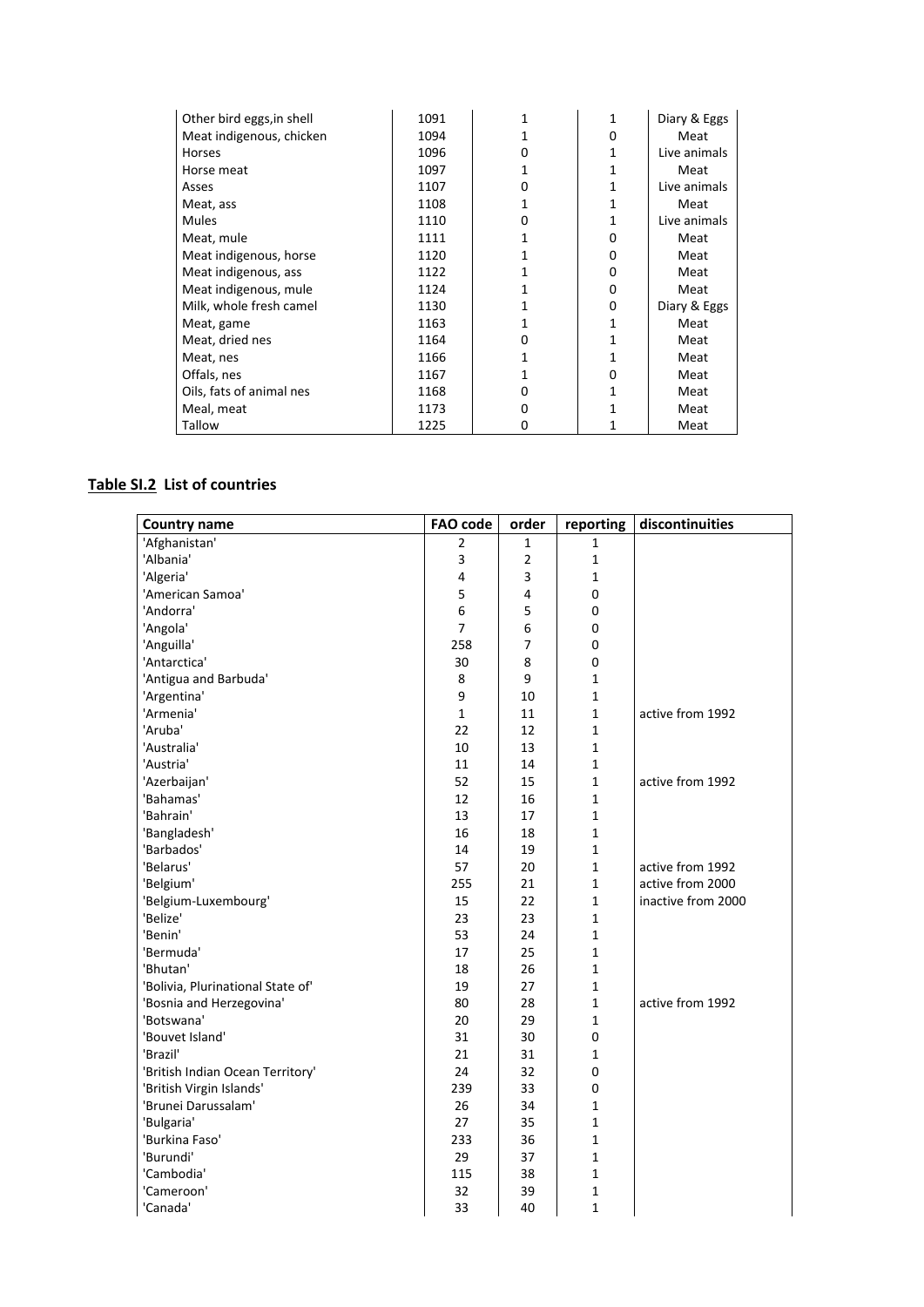| Other bird eggs,in shell | 1091 | 1 | 1 | Diary & Eggs |
|---|---|---|---|---|
| Meat indigenous, chicken | 1094 | 1 | 0 | Meat |
| Horses | 1096 | 0 | 1 | Live animals |
| Horse meat | 1097 | 1 | 1 | Meat |
| Asses | 1107 | 0 | 1 | Live animals |
| Meat, ass | 1108 | 1 | 1 | Meat |
| Mules | 1110 | 0 | 1 | Live animals |
| Meat, mule | 1111 | 1 | 0 | Meat |
| Meat indigenous, horse | 1120 | 1 | 0 | Meat |
| Meat indigenous, ass | 1122 | 1 | 0 | Meat |
| Meat indigenous, mule | 1124 | 1 | 0 | Meat |
| Milk, whole fresh camel | 1130 | 1 | 0 | Diary & Eggs |
| Meat, game | 1163 | 1 | 1 | Meat |
| Meat, dried nes | 1164 | 0 | 1 | Meat |
| Meat, nes | 1166 | 1 | 1 | Meat |
| Offals, nes | 1167 | 1 | 0 | Meat |
| Oils, fats of animal nes | 1168 | 0 | 1 | Meat |
| Meal, meat | 1173 | 0 | 1 | Meat |
| Tallow | 1225 | 0 | 1 | Meat |

**Table SI.2 List of countries**

| Country name | FAO code | order | reporting | discontinuities |
|---|---|---|---|---|
| 'Afghanistan' | 2 | 1 | 1 | |
| 'Albania' | 3 | 2 | 1 | |
| 'Algeria' | 4 | 3 | 1 | |
| 'American Samoa' | 5 | 4 | 0 | |
| 'Andorra' | 6 | 5 | 0 | |
| 'Angola' | 7 | 6 | 0 | |
| 'Anguilla' | 258 | 7 | 0 | |
| 'Antarctica' | 30 | 8 | 0 | |
| 'Antigua and Barbuda' | 8 | 9 | 1 | |
| 'Argentina' | 9 | 10 | 1 | |
| 'Armenia' | 1 | 11 | 1 | active from 1992 |
| 'Aruba' | 22 | 12 | 1 | |
| 'Australia' | 10 | 13 | 1 | |
| 'Austria' | 11 | 14 | 1 | |
| 'Azerbaijan' | 52 | 15 | 1 | active from 1992 |
| 'Bahamas' | 12 | 16 | 1 | |
| 'Bahrain' | 13 | 17 | 1 | |
| 'Bangladesh' | 16 | 18 | 1 | |
| 'Barbados' | 14 | 19 | 1 | |
| 'Belarus' | 57 | 20 | 1 | active from 1992 |
| 'Belgium' | 255 | 21 | 1 | active from 2000 |
| 'Belgium-Luxembourg' | 15 | 22 | 1 | inactive from 2000 |
| 'Belize' | 23 | 23 | 1 | |
| 'Benin' | 53 | 24 | 1 | |
| 'Bermuda' | 17 | 25 | 1 | |
| 'Bhutan' | 18 | 26 | 1 | |
| 'Bolivia, Plurinational State of' | 19 | 27 | 1 | |
| 'Bosnia and Herzegovina' | 80 | 28 | 1 | active from 1992 |
| 'Botswana' | 20 | 29 | 1 | |
| 'Bouvet Island' | 31 | 30 | 0 | |
| 'Brazil' | 21 | 31 | 1 | |
| 'British Indian Ocean Territory' | 24 | 32 | 0 | |
| 'British Virgin Islands' | 239 | 33 | 0 | |
| 'Brunei Darussalam' | 26 | 34 | 1 | |
| 'Bulgaria' | 27 | 35 | 1 | |
| 'Burkina Faso' | 233 | 36 | 1 | |
| 'Burundi' | 29 | 37 | 1 | |
| 'Cambodia' | 115 | 38 | 1 | |
| 'Cameroon' | 32 | 39 | 1 | |
| 'Canada' | 33 | 40 | 1 | |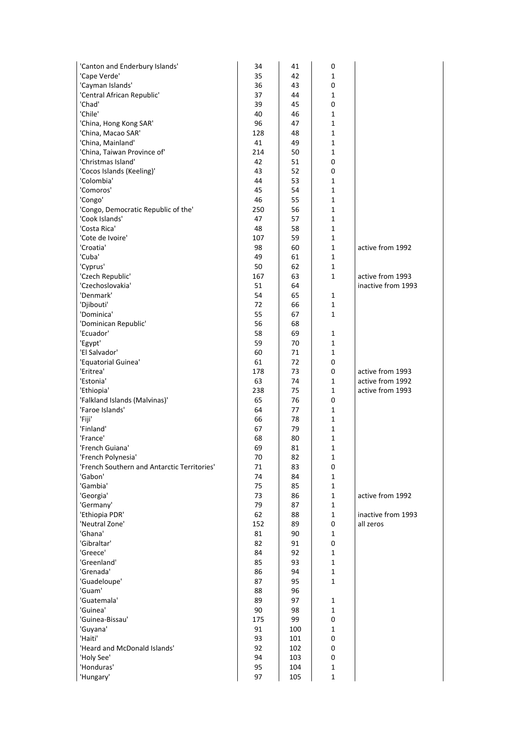| | | | | |
|---|---|---|---|---|
| 'Canton and Enderbury Islands' | 34 | 41 | 0 | |
| 'Cape Verde' | 35 | 42 | 1 | |
| 'Cayman Islands' | 36 | 43 | 0 | |
| 'Central African Republic' | 37 | 44 | 1 | |
| 'Chad' | 39 | 45 | 0 | |
| 'Chile' | 40 | 46 | 1 | |
| 'China, Hong Kong SAR' | 96 | 47 | 1 | |
| 'China, Macao SAR' | 128 | 48 | 1 | |
| 'China, Mainland' | 41 | 49 | 1 | |
| 'China, Taiwan Province of' | 214 | 50 | 1 | |
| 'Christmas Island' | 42 | 51 | 0 | |
| 'Cocos Islands (Keeling)' | 43 | 52 | 0 | |
| 'Colombia' | 44 | 53 | 1 | |
| 'Comoros' | 45 | 54 | 1 | |
| 'Congo' | 46 | 55 | 1 | |
| 'Congo, Democratic Republic of the' | 250 | 56 | 1 | |
| 'Cook Islands' | 47 | 57 | 1 | |
| 'Costa Rica' | 48 | 58 | 1 | |
| 'Cote de Ivoire' | 107 | 59 | 1 | |
| 'Croatia' | 98 | 60 | 1 | active from 1992 |
| 'Cuba' | 49 | 61 | 1 | |
| 'Cyprus' | 50 | 62 | 1 | |
| 'Czech Republic' | 167 | 63 | 1 | active from 1993 |
| 'Czechoslovakia' | 51 | 64 | | inactive from 1993 |
| 'Denmark' | 54 | 65 | 1 | |
| 'Djibouti' | 72 | 66 | 1 | |
| 'Dominica' | 55 | 67 | 1 | |
| 'Dominican Republic' | 56 | 68 | | |
| 'Ecuador' | 58 | 69 | 1 | |
| 'Egypt' | 59 | 70 | 1 | |
| 'El Salvador' | 60 | 71 | 1 | |
| 'Equatorial Guinea' | 61 | 72 | 0 | |
| 'Eritrea' | 178 | 73 | 0 | active from 1993 |
| 'Estonia' | 63 | 74 | 1 | active from 1992 |
| 'Ethiopia' | 238 | 75 | 1 | active from 1993 |
| 'Falkland Islands (Malvinas)' | 65 | 76 | 0 | |
| 'Faroe Islands' | 64 | 77 | 1 | |
| 'Fiji' | 66 | 78 | 1 | |
| 'Finland' | 67 | 79 | 1 | |
| 'France' | 68 | 80 | 1 | |
| 'French Guiana' | 69 | 81 | 1 | |
| 'French Polynesia' | 70 | 82 | 1 | |
| 'French Southern and Antarctic Territories' | 71 | 83 | 0 | |
| 'Gabon' | 74 | 84 | 1 | |
| 'Gambia' | 75 | 85 | 1 | |
| 'Georgia' | 73 | 86 | 1 | active from 1992 |
| 'Germany' | 79 | 87 | 1 | |
| 'Ethiopia PDR' | 62 | 88 | 1 | inactive from 1993 |
| 'Neutral Zone' | 152 | 89 | 0 | all zeros |
| 'Ghana' | 81 | 90 | 1 | |
| 'Gibraltar' | 82 | 91 | 0 | |
| 'Greece' | 84 | 92 | 1 | |
| 'Greenland' | 85 | 93 | 1 | |
| 'Grenada' | 86 | 94 | 1 | |
| 'Guadeloupe' | 87 | 95 | 1 | |
| 'Guam' | 88 | 96 | | |
| 'Guatemala' | 89 | 97 | 1 | |
| 'Guinea' | 90 | 98 | 1 | |
| 'Guinea-Bissau' | 175 | 99 | 0 | |
| 'Guyana' | 91 | 100 | 1 | |
| 'Haiti' | 93 | 101 | 0 | |
| 'Heard and McDonald Islands' | 92 | 102 | 0 | |
| 'Holy See' | 94 | 103 | 0 | |
| 'Honduras' | 95 | 104 | 1 | |
| 'Hungary' | 97 | 105 | 1 | |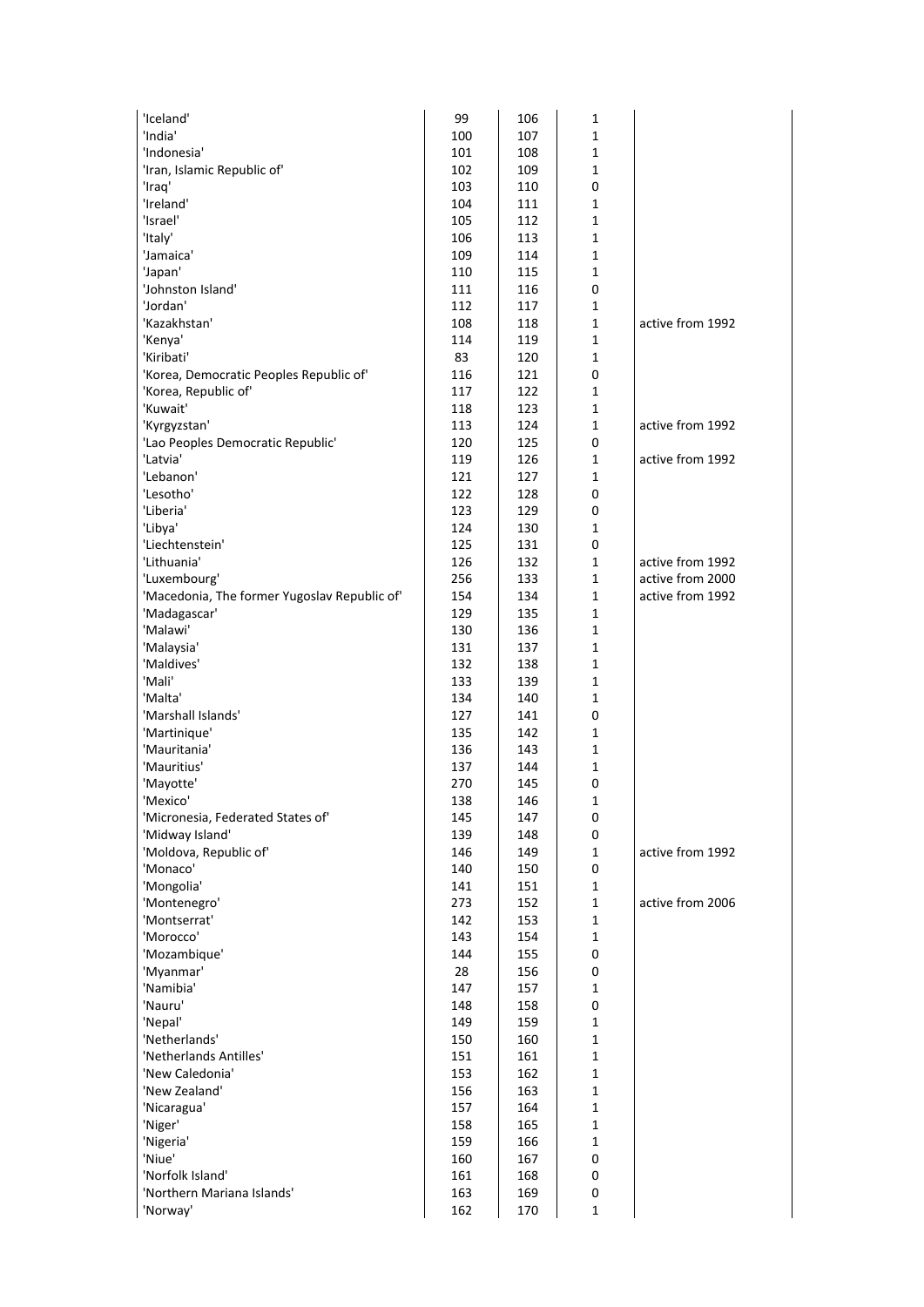| | | | | |
|---|---|---|---|---|
| 'Iceland' | 99 | 106 | 1 | |
| 'India' | 100 | 107 | 1 | |
| 'Indonesia' | 101 | 108 | 1 | |
| 'Iran, Islamic Republic of' | 102 | 109 | 1 | |
| 'Iraq' | 103 | 110 | 0 | |
| 'Ireland' | 104 | 111 | 1 | |
| 'Israel' | 105 | 112 | 1 | |
| 'Italy' | 106 | 113 | 1 | |
| 'Jamaica' | 109 | 114 | 1 | |
| 'Japan' | 110 | 115 | 1 | |
| 'Johnston Island' | 111 | 116 | 0 | |
| 'Jordan' | 112 | 117 | 1 | |
| 'Kazakhstan' | 108 | 118 | 1 | active from 1992 |
| 'Kenya' | 114 | 119 | 1 | |
| 'Kiribati' | 83 | 120 | 1 | |
| 'Korea, Democratic Peoples Republic of' | 116 | 121 | 0 | |
| 'Korea, Republic of' | 117 | 122 | 1 | |
| 'Kuwait' | 118 | 123 | 1 | |
| 'Kyrgyzstan' | 113 | 124 | 1 | active from 1992 |
| 'Lao Peoples Democratic Republic' | 120 | 125 | 0 | |
| 'Latvia' | 119 | 126 | 1 | active from 1992 |
| 'Lebanon' | 121 | 127 | 1 | |
| 'Lesotho' | 122 | 128 | 0 | |
| 'Liberia' | 123 | 129 | 0 | |
| 'Libya' | 124 | 130 | 1 | |
| 'Liechtenstein' | 125 | 131 | 0 | |
| 'Lithuania' | 126 | 132 | 1 | active from 1992 |
| 'Luxembourg' | 256 | 133 | 1 | active from 2000 |
| 'Macedonia, The former Yugoslav Republic of' | 154 | 134 | 1 | active from 1992 |
| 'Madagascar' | 129 | 135 | 1 | |
| 'Malawi' | 130 | 136 | 1 | |
| 'Malaysia' | 131 | 137 | 1 | |
| 'Maldives' | 132 | 138 | 1 | |
| 'Mali' | 133 | 139 | 1 | |
| 'Malta' | 134 | 140 | 1 | |
| 'Marshall Islands' | 127 | 141 | 0 | |
| 'Martinique' | 135 | 142 | 1 | |
| 'Mauritania' | 136 | 143 | 1 | |
| 'Mauritius' | 137 | 144 | 1 | |
| 'Mayotte' | 270 | 145 | 0 | |
| 'Mexico' | 138 | 146 | 1 | |
| 'Micronesia, Federated States of' | 145 | 147 | 0 | |
| 'Midway Island' | 139 | 148 | 0 | |
| 'Moldova, Republic of' | 146 | 149 | 1 | active from 1992 |
| 'Monaco' | 140 | 150 | 0 | |
| 'Mongolia' | 141 | 151 | 1 | |
| 'Montenegro' | 273 | 152 | 1 | active from 2006 |
| 'Montserrat' | 142 | 153 | 1 | |
| 'Morocco' | 143 | 154 | 1 | |
| 'Mozambique' | 144 | 155 | 0 | |
| 'Myanmar' | 28 | 156 | 0 | |
| 'Namibia' | 147 | 157 | 1 | |
| 'Nauru' | 148 | 158 | 0 | |
| 'Nepal' | 149 | 159 | 1 | |
| 'Netherlands' | 150 | 160 | 1 | |
| 'Netherlands Antilles' | 151 | 161 | 1 | |
| 'New Caledonia' | 153 | 162 | 1 | |
| 'New Zealand' | 156 | 163 | 1 | |
| 'Nicaragua' | 157 | 164 | 1 | |
| 'Niger' | 158 | 165 | 1 | |
| 'Nigeria' | 159 | 166 | 1 | |
| 'Niue' | 160 | 167 | 0 | |
| 'Norfolk Island' | 161 | 168 | 0 | |
| 'Northern Mariana Islands' | 163 | 169 | 0 | |
| 'Norway' | 162 | 170 | 1 | |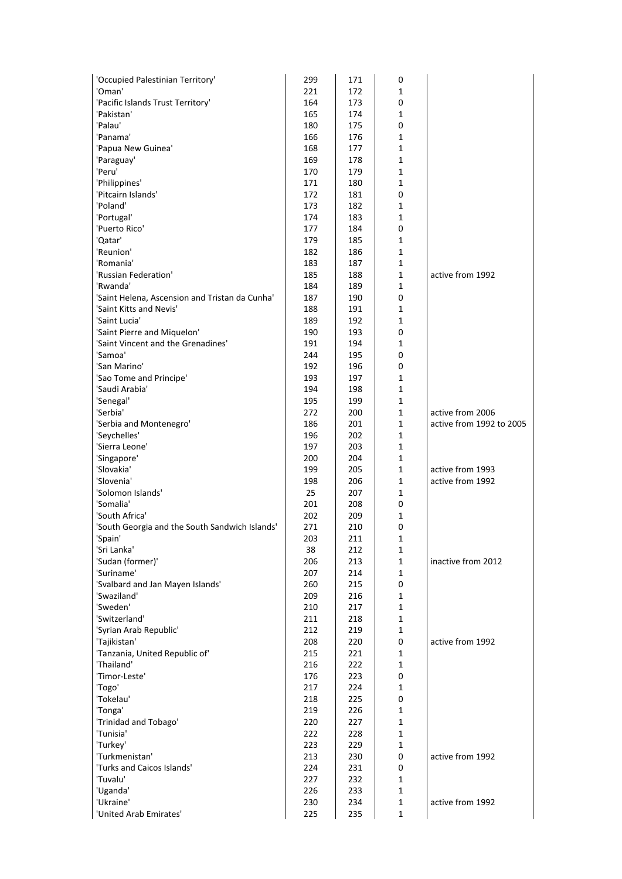| | | | | |
|---|---|---|---|---|
| 'Occupied Palestinian Territory' | 299 | 171 | 0 | |
| 'Oman' | 221 | 172 | 1 | |
| 'Pacific Islands Trust Territory' | 164 | 173 | 0 | |
| 'Pakistan' | 165 | 174 | 1 | |
| 'Palau' | 180 | 175 | 0 | |
| 'Panama' | 166 | 176 | 1 | |
| 'Papua New Guinea' | 168 | 177 | 1 | |
| 'Paraguay' | 169 | 178 | 1 | |
| 'Peru' | 170 | 179 | 1 | |
| 'Philippines' | 171 | 180 | 1 | |
| 'Pitcairn Islands' | 172 | 181 | 0 | |
| 'Poland' | 173 | 182 | 1 | |
| 'Portugal' | 174 | 183 | 1 | |
| 'Puerto Rico' | 177 | 184 | 0 | |
| 'Qatar' | 179 | 185 | 1 | |
| 'Reunion' | 182 | 186 | 1 | |
| 'Romania' | 183 | 187 | 1 | |
| 'Russian Federation' | 185 | 188 | 1 | active from 1992 |
| 'Rwanda' | 184 | 189 | 1 | |
| 'Saint Helena, Ascension and Tristan da Cunha' | 187 | 190 | 0 | |
| 'Saint Kitts and Nevis' | 188 | 191 | 1 | |
| 'Saint Lucia' | 189 | 192 | 1 | |
| 'Saint Pierre and Miquelon' | 190 | 193 | 0 | |
| 'Saint Vincent and the Grenadines' | 191 | 194 | 1 | |
| 'Samoa' | 244 | 195 | 0 | |
| 'San Marino' | 192 | 196 | 0 | |
| 'Sao Tome and Principe' | 193 | 197 | 1 | |
| 'Saudi Arabia' | 194 | 198 | 1 | |
| 'Senegal' | 195 | 199 | 1 | |
| 'Serbia' | 272 | 200 | 1 | active from 2006 |
| 'Serbia and Montenegro' | 186 | 201 | 1 | active from 1992 to 2005 |
| 'Seychelles' | 196 | 202 | 1 | |
| 'Sierra Leone' | 197 | 203 | 1 | |
| 'Singapore' | 200 | 204 | 1 | |
| 'Slovakia' | 199 | 205 | 1 | active from 1993 |
| 'Slovenia' | 198 | 206 | 1 | active from 1992 |
| 'Solomon Islands' | 25 | 207 | 1 | |
| 'Somalia' | 201 | 208 | 0 | |
| 'South Africa' | 202 | 209 | 1 | |
| 'South Georgia and the South Sandwich Islands' | 271 | 210 | 0 | |
| 'Spain' | 203 | 211 | 1 | |
| 'Sri Lanka' | 38 | 212 | 1 | |
| 'Sudan (former)' | 206 | 213 | 1 | inactive from 2012 |
| 'Suriname' | 207 | 214 | 1 | |
| 'Svalbard and Jan Mayen Islands' | 260 | 215 | 0 | |
| 'Swaziland' | 209 | 216 | 1 | |
| 'Sweden' | 210 | 217 | 1 | |
| 'Switzerland' | 211 | 218 | 1 | |
| 'Syrian Arab Republic' | 212 | 219 | 1 | |
| 'Tajikistan' | 208 | 220 | 0 | active from 1992 |
| 'Tanzania, United Republic of' | 215 | 221 | 1 | |
| 'Thailand' | 216 | 222 | 1 | |
| 'Timor-Leste' | 176 | 223 | 0 | |
| 'Togo' | 217 | 224 | 1 | |
| 'Tokelau' | 218 | 225 | 0 | |
| 'Tonga' | 219 | 226 | 1 | |
| 'Trinidad and Tobago' | 220 | 227 | 1 | |
| 'Tunisia' | 222 | 228 | 1 | |
| 'Turkey' | 223 | 229 | 1 | |
| 'Turkmenistan' | 213 | 230 | 0 | active from 1992 |
| 'Turks and Caicos Islands' | 224 | 231 | 0 | |
| 'Tuvalu' | 227 | 232 | 1 | |
| 'Uganda' | 226 | 233 | 1 | |
| 'Ukraine' | 230 | 234 | 1 | active from 1992 |
| 'United Arab Emirates' | 225 | 235 | 1 | |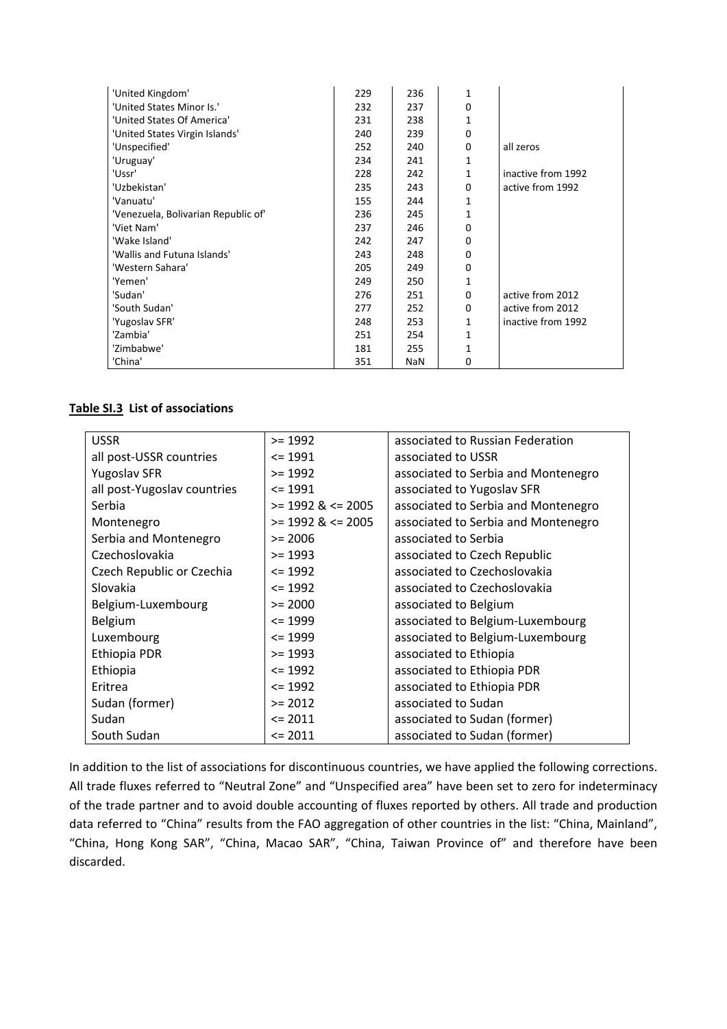| | | | | |
|---|---|---|---|---|
| 'United Kingdom' | 229 | 236 | 1 | |
| 'United States Minor Is.' | 232 | 237 | 0 | |
| 'United States Of America' | 231 | 238 | 1 | |
| 'United States Virgin Islands' | 240 | 239 | 0 | |
| 'Unspecified' | 252 | 240 | 0 | all zeros |
| 'Uruguay' | 234 | 241 | 1 | |
| 'Ussr' | 228 | 242 | 1 | inactive from 1992 |
| 'Uzbekistan' | 235 | 243 | 0 | active from 1992 |
| 'Vanuatu' | 155 | 244 | 1 | |
| 'Venezuela, Bolivarian Republic of' | 236 | 245 | 1 | |
| 'Viet Nam' | 237 | 246 | 0 | |
| 'Wake Island' | 242 | 247 | 0 | |
| 'Wallis and Futuna Islands' | 243 | 248 | 0 | |
| 'Western Sahara' | 205 | 249 | 0 | |
| 'Yemen' | 249 | 250 | 1 | |
| 'Sudan' | 276 | 251 | 0 | active from 2012 |
| 'South Sudan' | 277 | 252 | 0 | active from 2012 |
| 'Yugoslav SFR' | 248 | 253 | 1 | inactive from 1992 |
| 'Zambia' | 251 | 254 | 1 | |
| 'Zimbabwe' | 181 | 255 | 1 | |
| 'China' | 351 | NaN | 0 | |

**Table SI.3 List of associations**

| | | |
|---|---|---|
| USSR | >= 1992 | associated to Russian Federation |
| all post-USSR countries | <= 1991 | associated to USSR |
| Yugoslav SFR | >= 1992 | associated to Serbia and Montenegro |
| all post-Yugoslav countries | <= 1991 | associated to Yugoslav SFR |
| Serbia | >= 1992 & <= 2005 | associated to Serbia and Montenegro |
| Montenegro | >= 1992 & <= 2005 | associated to Serbia and Montenegro |
| Serbia and Montenegro | >= 2006 | associated to Serbia |
| Czechoslovakia | >= 1993 | associated to Czech Republic |
| Czech Republic or Czechia | <= 1992 | associated to Czechoslovakia |
| Slovakia | <= 1992 | associated to Czechoslovakia |
| Belgium-Luxembourg | >= 2000 | associated to Belgium |
| Belgium | <= 1999 | associated to Belgium-Luxembourg |
| Luxembourg | <= 1999 | associated to Belgium-Luxembourg |
| Ethiopia PDR | >= 1993 | associated to Ethiopia |
| Ethiopia | <= 1992 | associated to Ethiopia PDR |
| Eritrea | <= 1992 | associated to Ethiopia PDR |
| Sudan (former) | >= 2012 | associated to Sudan |
| Sudan | <= 2011 | associated to Sudan (former) |
| South Sudan | <= 2011 | associated to Sudan (former) |

In addition to the list of associations for discontinuous countries, we have applied the following corrections. All trade fluxes referred to "Neutral Zone" and "Unspecified area" have been set to zero for indeterminacy of the trade partner and to avoid double accounting of fluxes reported by others. All trade and production data referred to "China" results from the FAO aggregation of other countries in the list: "China, Mainland", "China, Hong Kong SAR", "China, Macao SAR", "China, Taiwan Province of" and therefore have been discarded.